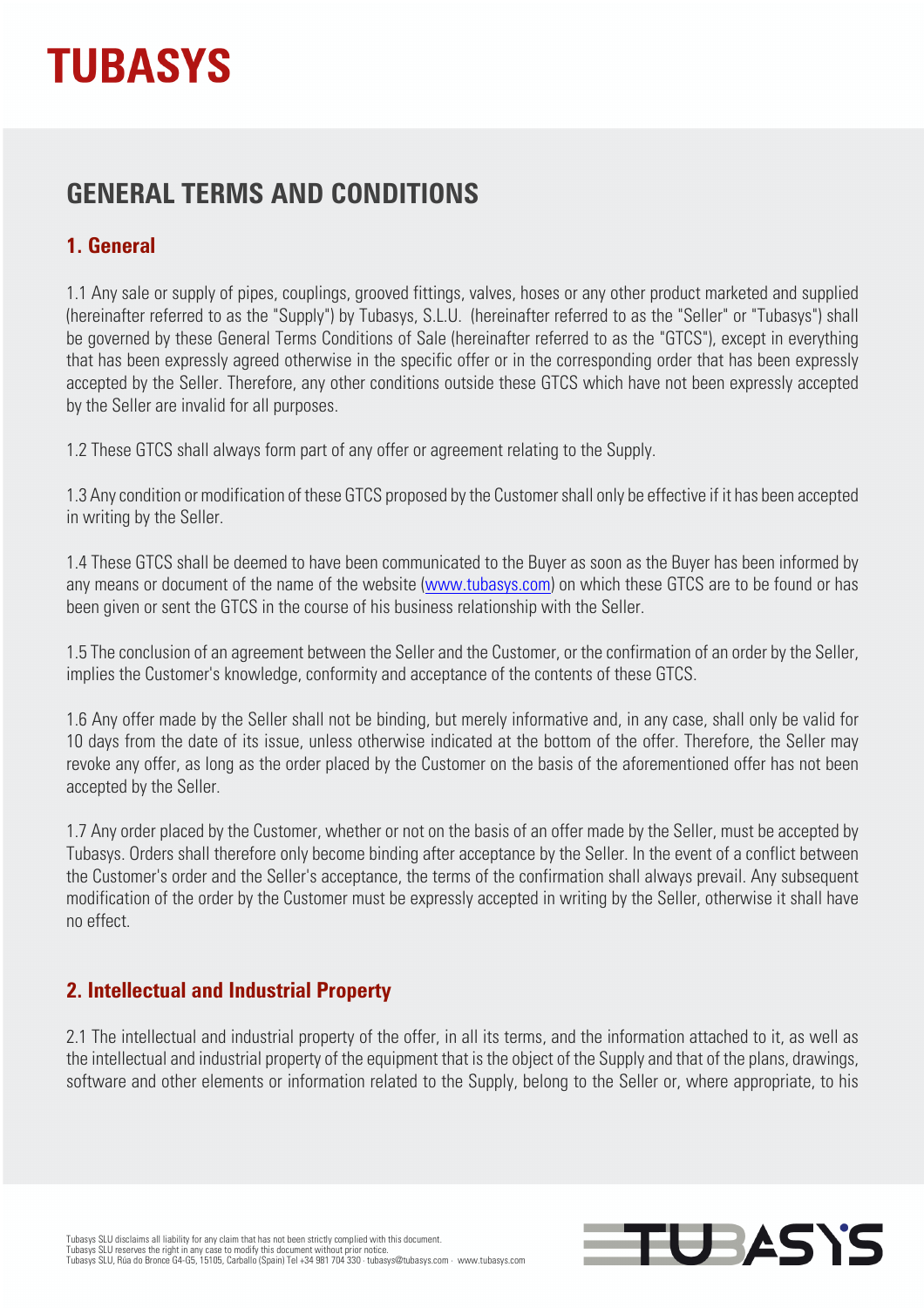# TUBASYS

## GENERAL TERMS AND CONDITIONS

### 1. General

1.1 Any sale or supply of pipes, couplings, grooved fittings, valves, hoses or any other product marketed and supplied (hereinafter referred to as the "Supply") by Tubasys, S.L.U. (hereinafter referred to as the "Seller" or "Tubasys") shall be governed by these General Terms Conditions of Sale (hereinafter referred to as the "GTCS"), except in everything that has been expressly agreed otherwise in the specific offer or in the corresponding order that has been expressly accepted by the Seller. Therefore, any other conditions outside these GTCS which have not been expressly accepted by the Seller are invalid for all purposes.

1.2 These GTCS shall always form part of any offer or agreement relating to the Supply.

1.3 Any condition or modification of these GTCS proposed by the Customer shall only be effective if it has been accepted in writing by the Seller.

1.4 These GTCS shall be deemed to have been communicated to the Buyer as soon as the Buyer has been informed by any means or document of the name of the website (www.tubasys.com) on which these GTCS are to be found or has been given or sent the GTCS in the course of his business relationship with the Seller.

1.5 The conclusion of an agreement between the Seller and the Customer, or the confirmation of an order by the Seller, implies the Customer's knowledge, conformity and acceptance of the contents of these GTCS.

1.6 Any offer made by the Seller shall not be binding, but merely informative and, in any case, shall only be valid for 10 days from the date of its issue, unless otherwise indicated at the bottom of the offer. Therefore, the Seller may revoke any offer, as long as the order placed by the Customer on the basis of the aforementioned offer has not been accepted by the Seller.

1.7 Any order placed by the Customer, whether or not on the basis of an offer made by the Seller, must be accepted by Tubasys. Orders shall therefore only become binding after acceptance by the Seller. In the event of a conflict between the Customer's order and the Seller's acceptance, the terms of the confirmation shall always prevail. Any subsequent modification of the order by the Customer must be expressly accepted in writing by the Seller, otherwise it shall have no effect.

### 2. Intellectual and Industrial Property

2.1 The intellectual and industrial property of the offer, in all its terms, and the information attached to it, as well as the intellectual and industrial property of the equipment that is the object of the Supply and that of the plans, drawings, software and other elements or information related to the Supply, belong to the Seller or, where appropriate, to his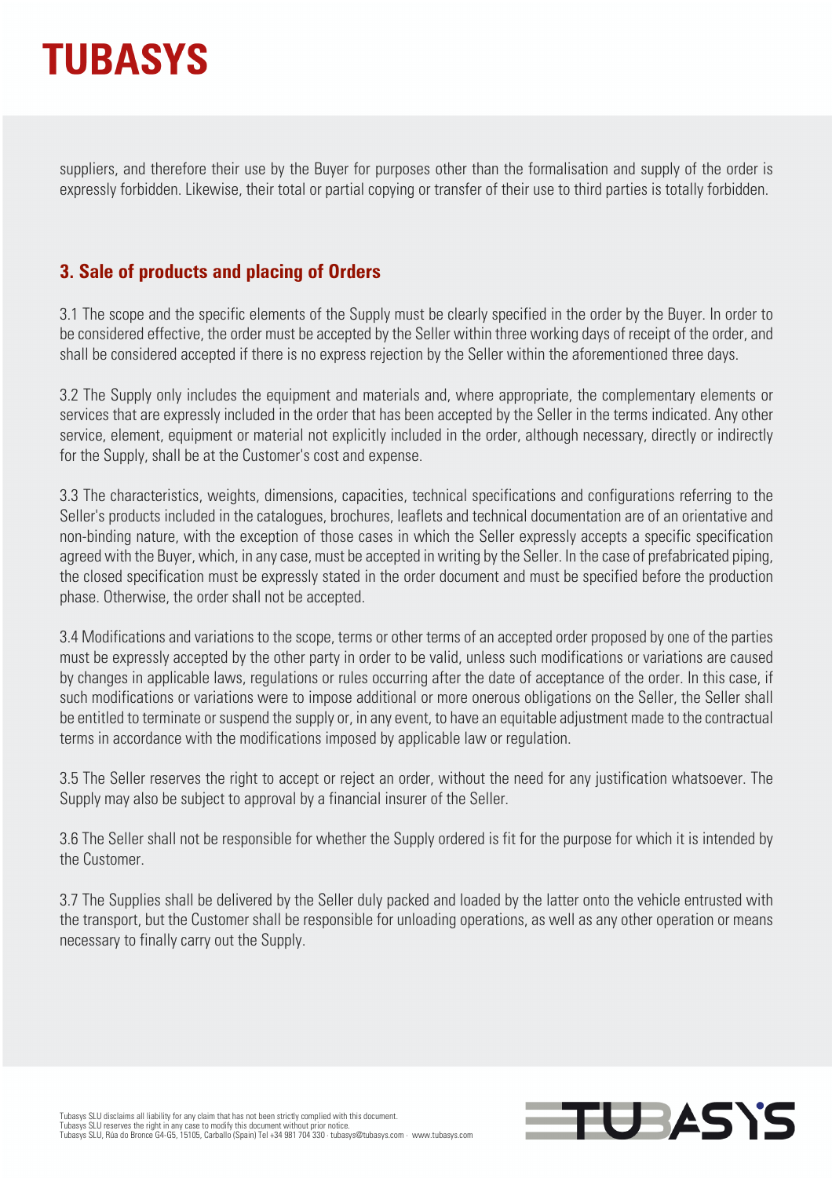suppliers, and therefore their use by the Buyer for purposes other than the formalisation and supply of the order is expressly forbidden. Likewise, their total or partial copying or transfer of their use to third parties is totally forbidden.

## 3. Sale of products and placing of Orders

3.1 The scope and the specific elements of the Supply must be clearly specified in the order by the Buyer. In order to be considered effective, the order must be accepted by the Seller within three working days of receipt of the order, and shall be considered accepted if there is no express rejection by the Seller within the aforementioned three days.

3.2 The Supply only includes the equipment and materials and, where appropriate, the complementary elements or services that are expressly included in the order that has been accepted by the Seller in the terms indicated. Any other service, element, equipment or material not explicitly included in the order, although necessary, directly or indirectly for the Supply, shall be at the Customer's cost and expense.

3.3 The characteristics, weights, dimensions, capacities, technical specifications and configurations referring to the Seller's products included in the catalogues, brochures, leaflets and technical documentation are of an orientative and non-binding nature, with the exception of those cases in which the Seller expressly accepts a specific specification agreed with the Buyer, which, in any case, must be accepted in writing by the Seller. In the case of prefabricated piping, the closed specification must be expressly stated in the order document and must be specified before the production phase. Otherwise, the order shall not be accepted.

3.4 Modifications and variations to the scope, terms or other terms of an accepted order proposed by one of the parties must be expressly accepted by the other party in order to be valid, unless such modifications or variations are caused by changes in applicable laws, regulations or rules occurring after the date of acceptance of the order. In this case, if such modifications or variations were to impose additional or more onerous obligations on the Seller, the Seller shall be entitled to terminate or suspend the supply or, in any event, to have an equitable adjustment made to the contractual terms in accordance with the modifications imposed by applicable law or regulation.

3.5 The Seller reserves the right to accept or reject an order, without the need for any justification whatsoever. The Supply may also be subject to approval by a financial insurer of the Seller.

3.6 The Seller shall not be responsible for whether the Supply ordered is fit for the purpose for which it is intended by the Customer.

3.7 The Supplies shall be delivered by the Seller duly packed and loaded by the latter onto the vehicle entrusted with the transport, but the Customer shall be responsible for unloading operations, as well as any other operation or means necessary to finally carry out the Supply.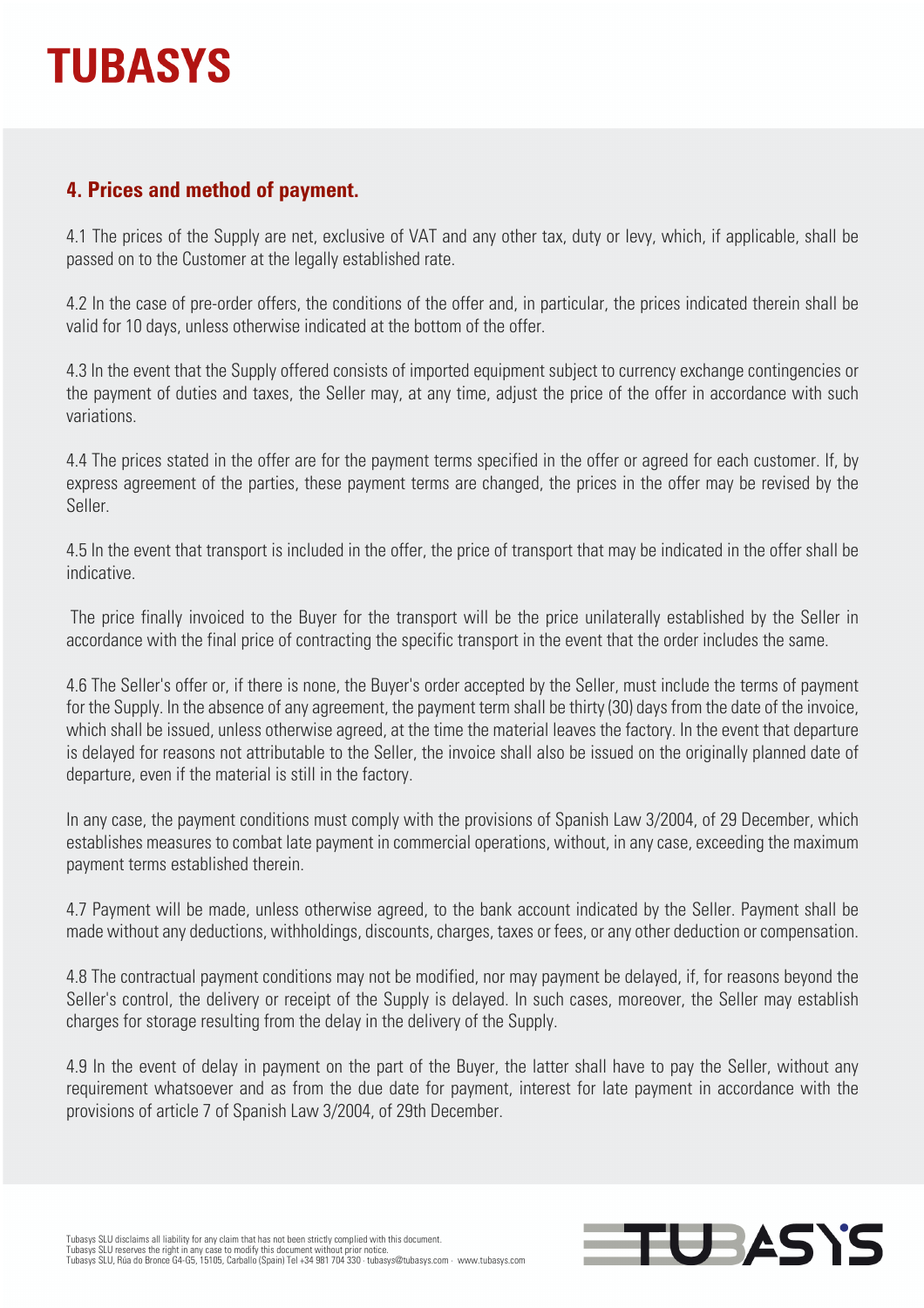## 4. Prices and method of payment.

4.1 The prices of the Supply are net, exclusive of VAT and any other tax, duty or levy, which, if applicable, shall be passed on to the Customer at the legally established rate.

4.2 In the case of pre-order offers, the conditions of the offer and, in particular, the prices indicated therein shall be valid for 10 days, unless otherwise indicated at the bottom of the offer.

4.3 In the event that the Supply offered consists of imported equipment subject to currency exchange contingencies or the payment of duties and taxes, the Seller may, at any time, adjust the price of the offer in accordance with such variations.

4.4 The prices stated in the offer are for the payment terms specified in the offer or agreed for each customer. If, by express agreement of the parties, these payment terms are changed, the prices in the offer may be revised by the Seller.

4.5 In the event that transport is included in the offer, the price of transport that may be indicated in the offer shall be indicative.

The price finally invoiced to the Buyer for the transport will be the price unilaterally established by the Seller in accordance with the final price of contracting the specific transport in the event that the order includes the same.

4.6 The Seller's offer or, if there is none, the Buyer's order accepted by the Seller, must include the terms of payment for the Supply. In the absence of any agreement, the payment term shall be thirty (30) days from the date of the invoice, which shall be issued, unless otherwise agreed, at the time the material leaves the factory. In the event that departure is delayed for reasons not attributable to the Seller, the invoice shall also be issued on the originally planned date of departure, even if the material is still in the factory.

In any case, the payment conditions must comply with the provisions of Spanish Law 3/2004, of 29 December, which establishes measures to combat late payment in commercial operations, without, in any case, exceeding the maximum payment terms established therein.

4.7 Payment will be made, unless otherwise agreed, to the bank account indicated by the Seller. Payment shall be made without any deductions, withholdings, discounts, charges, taxes or fees, or any other deduction or compensation.

4.8 The contractual payment conditions may not be modified, nor may payment be delayed, if, for reasons beyond the Seller's control, the delivery or receipt of the Supply is delayed. In such cases, moreover, the Seller may establish charges for storage resulting from the delay in the delivery of the Supply.

4.9 In the event of delay in payment on the part of the Buyer, the latter shall have to pay the Seller, without any requirement whatsoever and as from the due date for payment, interest for late payment in accordance with the provisions of article 7 of Spanish Law 3/2004, of 29th December.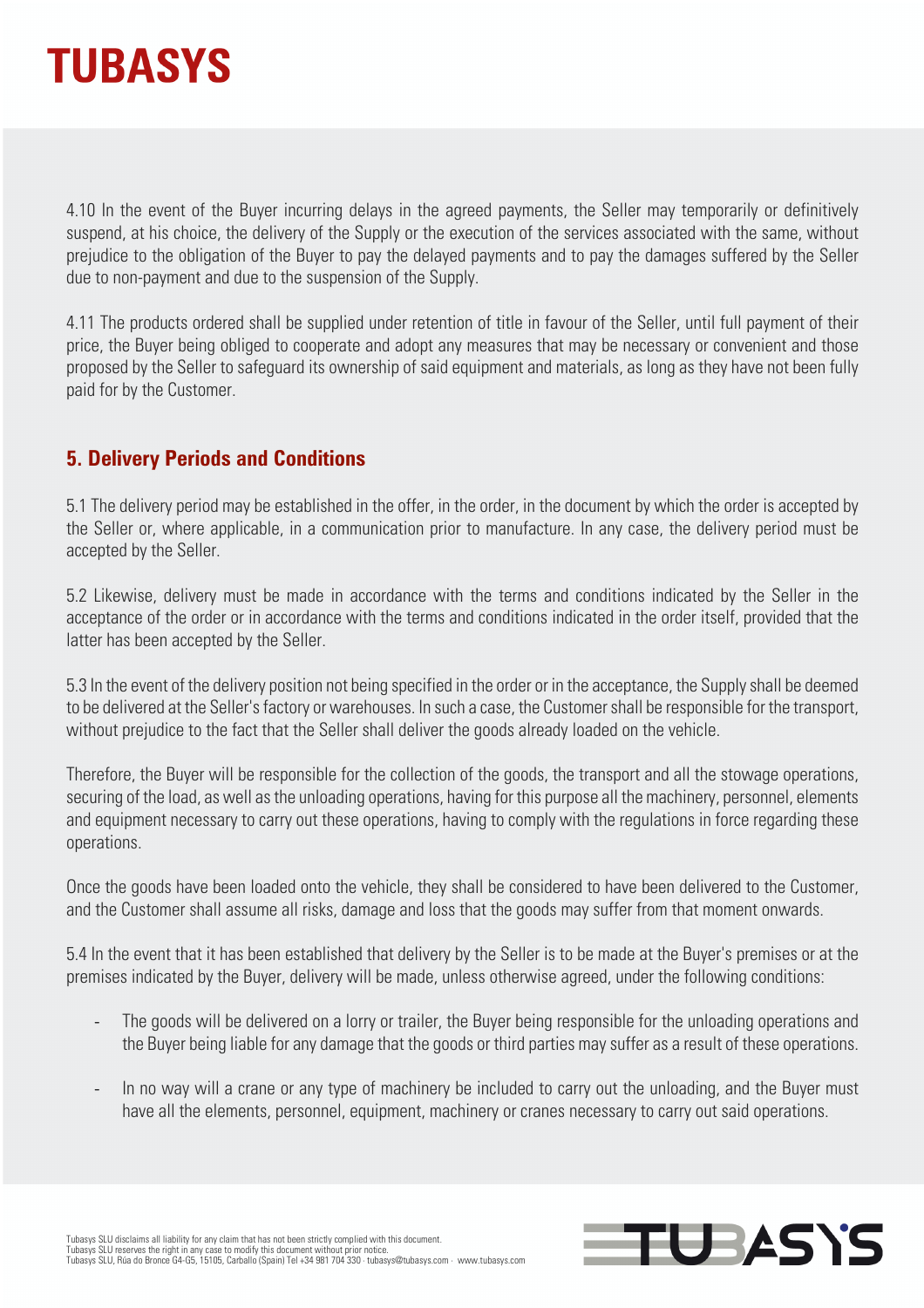4.10 In the event of the Buyer incurring delays in the agreed payments, the Seller may temporarily or definitively suspend, at his choice, the delivery of the Supply or the execution of the services associated with the same, without prejudice to the obligation of the Buyer to pay the delayed payments and to pay the damages suffered by the Seller due to non-payment and due to the suspension of the Supply.

4.11 The products ordered shall be supplied under retention of title in favour of the Seller, until full payment of their price, the Buyer being obliged to cooperate and adopt any measures that may be necessary or convenient and those proposed by the Seller to safeguard its ownership of said equipment and materials, as long as they have not been fully paid for by the Customer.

## 5. Delivery Periods and Conditions

5.1 The delivery period may be established in the offer, in the order, in the document by which the order is accepted by the Seller or, where applicable, in a communication prior to manufacture. In any case, the delivery period must be accepted by the Seller.

5.2 Likewise, delivery must be made in accordance with the terms and conditions indicated by the Seller in the acceptance of the order or in accordance with the terms and conditions indicated in the order itself, provided that the latter has been accepted by the Seller.

5.3 In the event of the delivery position not being specified in the order or in the acceptance, the Supply shall be deemed to be delivered at the Seller's factory or warehouses. In such a case, the Customer shall be responsible for the transport, without prejudice to the fact that the Seller shall deliver the goods already loaded on the vehicle.

Therefore, the Buyer will be responsible for the collection of the goods, the transport and all the stowage operations, securing of the load, as well as the unloading operations, having for this purpose all the machinery, personnel, elements and equipment necessary to carry out these operations, having to comply with the regulations in force regarding these operations.

Once the goods have been loaded onto the vehicle, they shall be considered to have been delivered to the Customer, and the Customer shall assume all risks, damage and loss that the goods may suffer from that moment onwards.

5.4 In the event that it has been established that delivery by the Seller is to be made at the Buyer's premises or at the premises indicated by the Buyer, delivery will be made, unless otherwise agreed, under the following conditions:

- The goods will be delivered on a lorry or trailer, the Buyer being responsible for the unloading operations and the Buyer being liable for any damage that the goods or third parties may suffer as a result of these operations.
- In no way will a crane or any type of machinery be included to carry out the unloading, and the Buyer must have all the elements, personnel, equipment, machinery or cranes necessary to carry out said operations.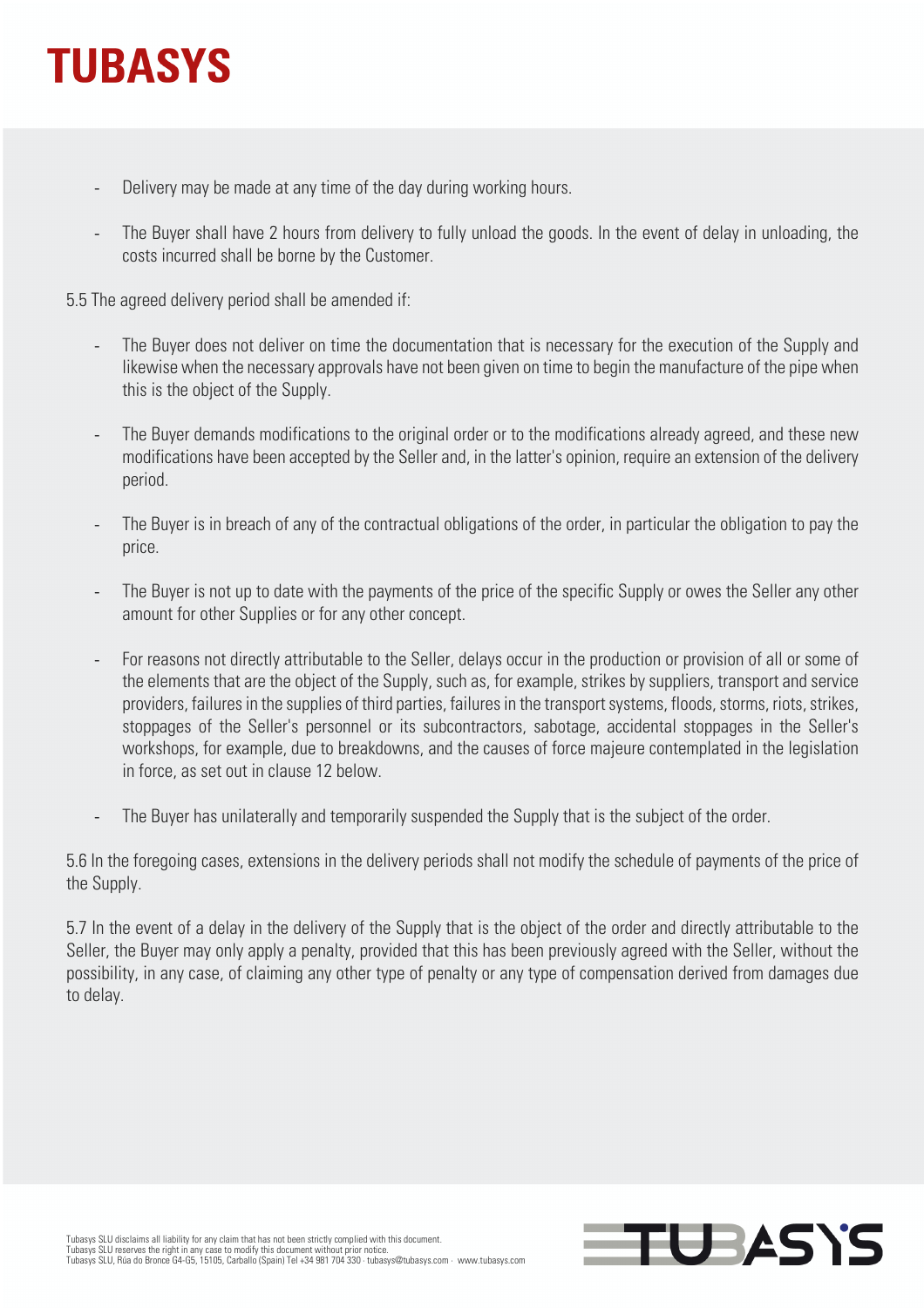- Delivery may be made at any time of the day during working hours.

- The Buyer shall have 2 hours from delivery to fully unload the goods. In the event of delay in unloading, the costs incurred shall be borne by the Customer.

5.5 The agreed delivery period shall be amended if:

- The Buyer does not deliver on time the documentation that is necessary for the execution of the Supply and likewise when the necessary approvals have not been given on time to begin the manufacture of the pipe when this is the object of the Supply.

- The Buyer demands modifications to the original order or to the modifications already agreed, and these new modifications have been accepted by the Seller and, in the latter's opinion, require an extension of the delivery period.

- The Buyer is in breach of any of the contractual obligations of the order, in particular the obligation to pay the price.

- The Buyer is not up to date with the payments of the price of the specific Supply or owes the Seller any other amount for other Supplies or for any other concept.

- For reasons not directly attributable to the Seller, delays occur in the production or provision of all or some of the elements that are the object of the Supply, such as, for example, strikes by suppliers, transport and service providers, failures in the supplies of third parties, failures in the transport systems, floods, storms, riots, strikes, stoppages of the Seller's personnel or its subcontractors, sabotage, accidental stoppages in the Seller's workshops, for example, due to breakdowns, and the causes of force majeure contemplated in the legislation in force, as set out in clause 12 below.

- The Buyer has unilaterally and temporarily suspended the Supply that is the subject of the order.

5.6 In the foregoing cases, extensions in the delivery periods shall not modify the schedule of payments of the price of the Supply.

5.7 In the event of a delay in the delivery of the Supply that is the object of the order and directly attributable to the Seller, the Buyer may only apply a penalty, provided that this has been previously agreed with the Seller, without the possibility, in any case, of claiming any other type of penalty or any type of compensation derived from damages due to delay.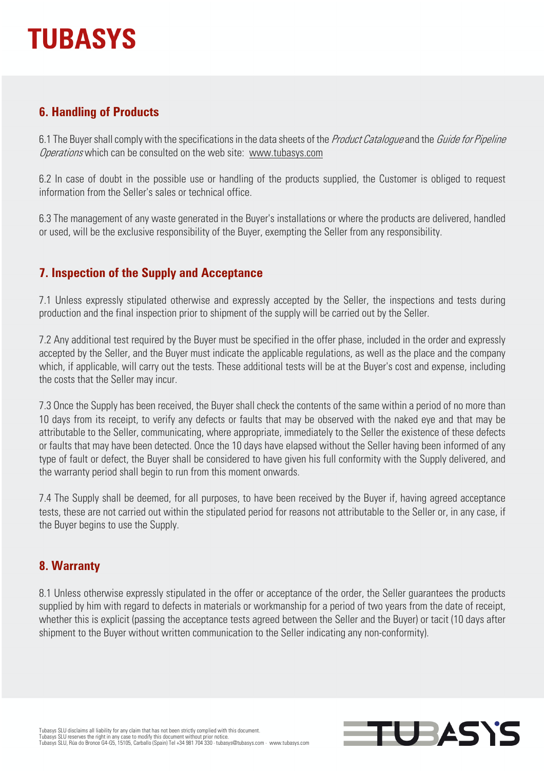## 6. Handling of Products

6.1 The Buyer shall comply with the specifications in the data sheets of the *Product Catalogue* and the *Guide for Pipeline Operations* which can be consulted on the web site: www.tubasys.com

6.2 In case of doubt in the possible use or handling of the products supplied, the Customer is obliged to request information from the Seller's sales or technical office.

6.3 The management of any waste generated in the Buyer's installations or where the products are delivered, handled or used, will be the exclusive responsibility of the Buyer, exempting the Seller from any responsibility.

## 7. Inspection of the Supply and Acceptance

7.1 Unless expressly stipulated otherwise and expressly accepted by the Seller, the inspections and tests during production and the final inspection prior to shipment of the supply will be carried out by the Seller.

7.2 Any additional test required by the Buyer must be specified in the offer phase, included in the order and expressly accepted by the Seller, and the Buyer must indicate the applicable regulations, as well as the place and the company which, if applicable, will carry out the tests. These additional tests will be at the Buyer's cost and expense, including the costs that the Seller may incur.

7.3 Once the Supply has been received, the Buyer shall check the contents of the same within a period of no more than 10 days from its receipt, to verify any defects or faults that may be observed with the naked eye and that may be attributable to the Seller, communicating, where appropriate, immediately to the Seller the existence of these defects or faults that may have been detected. Once the 10 days have elapsed without the Seller having been informed of any type of fault or defect, the Buyer shall be considered to have given his full conformity with the Supply delivered, and the warranty period shall begin to run from this moment onwards.

7.4 The Supply shall be deemed, for all purposes, to have been received by the Buyer if, having agreed acceptance tests, these are not carried out within the stipulated period for reasons not attributable to the Seller or, in any case, if the Buyer begins to use the Supply.

## 8. Warranty

8.1 Unless otherwise expressly stipulated in the offer or acceptance of the order, the Seller guarantees the products supplied by him with regard to defects in materials or workmanship for a period of two years from the date of receipt, whether this is explicit (passing the acceptance tests agreed between the Seller and the Buyer) or tacit (10 days after shipment to the Buyer without written communication to the Seller indicating any non-conformity).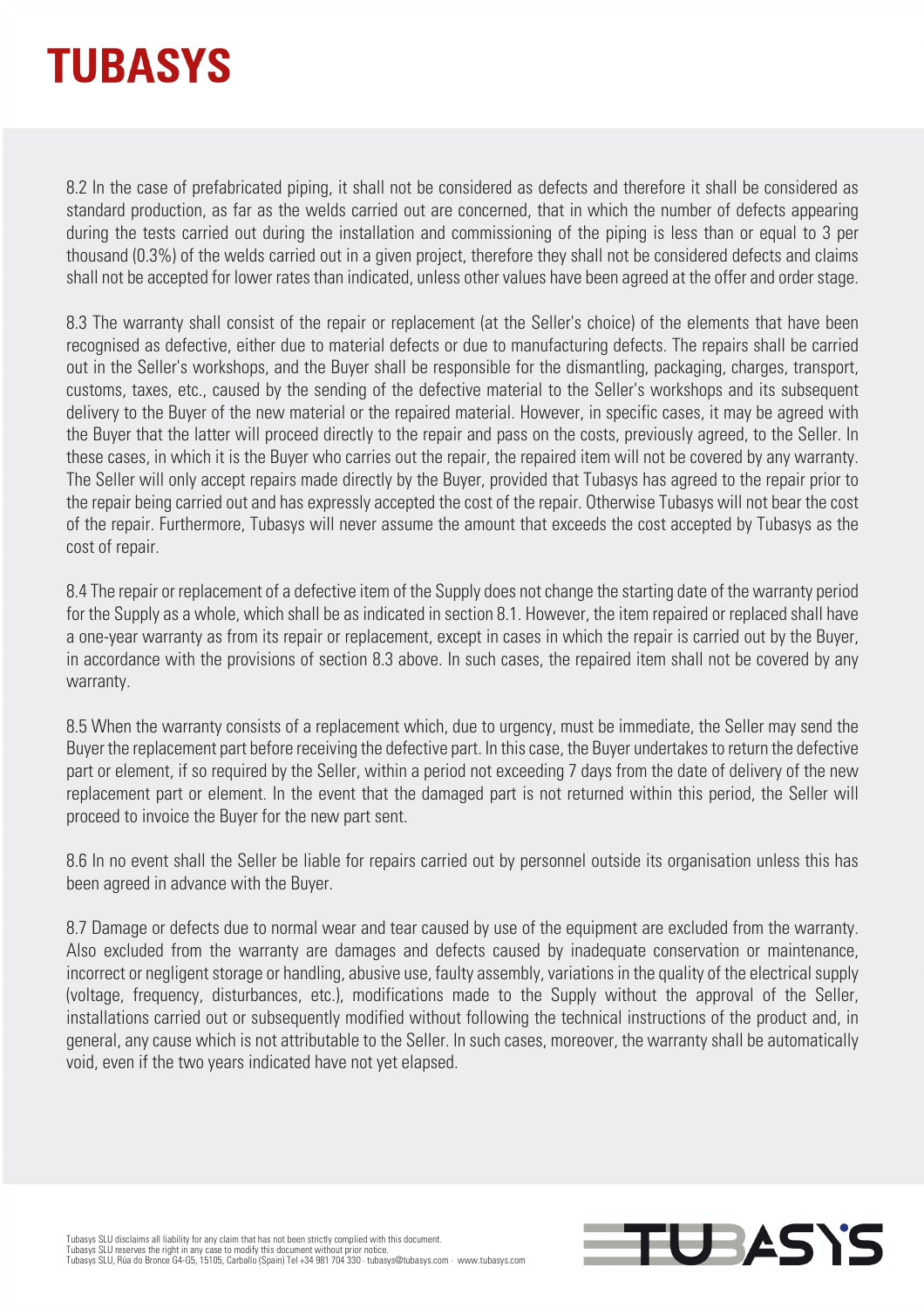8.2 In the case of prefabricated piping, it shall not be considered as defects and therefore it shall be considered as standard production, as far as the welds carried out are concerned, that in which the number of defects appearing during the tests carried out during the installation and commissioning of the piping is less than or equal to 3 per thousand (0.3%) of the welds carried out in a given project, therefore they shall not be considered defects and claims shall not be accepted for lower rates than indicated, unless other values have been agreed at the offer and order stage.

8.3 The warranty shall consist of the repair or replacement (at the Seller's choice) of the elements that have been recognised as defective, either due to material defects or due to manufacturing defects. The repairs shall be carried out in the Seller's workshops, and the Buyer shall be responsible for the dismantling, packaging, charges, transport, customs, taxes, etc., caused by the sending of the defective material to the Seller's workshops and its subsequent delivery to the Buyer of the new material or the repaired material. However, in specific cases, it may be agreed with the Buyer that the latter will proceed directly to the repair and pass on the costs, previously agreed, to the Seller. In these cases, in which it is the Buyer who carries out the repair, the repaired item will not be covered by any warranty. The Seller will only accept repairs made directly by the Buyer, provided that Tubasys has agreed to the repair prior to the repair being carried out and has expressly accepted the cost of the repair. Otherwise Tubasys will not bear the cost of the repair. Furthermore, Tubasys will never assume the amount that exceeds the cost accepted by Tubasys as the cost of repair.

8.4 The repair or replacement of a defective item of the Supply does not change the starting date of the warranty period for the Supply as a whole, which shall be as indicated in section 8.1. However, the item repaired or replaced shall have a one-year warranty as from its repair or replacement, except in cases in which the repair is carried out by the Buyer, in accordance with the provisions of section 8.3 above. In such cases, the repaired item shall not be covered by any warranty.

8.5 When the warranty consists of a replacement which, due to urgency, must be immediate, the Seller may send the Buyer the replacement part before receiving the defective part. In this case, the Buyer undertakes to return the defective part or element, if so required by the Seller, within a period not exceeding 7 days from the date of delivery of the new replacement part or element. In the event that the damaged part is not returned within this period, the Seller will proceed to invoice the Buyer for the new part sent.

8.6 In no event shall the Seller be liable for repairs carried out by personnel outside its organisation unless this has been agreed in advance with the Buyer.

8.7 Damage or defects due to normal wear and tear caused by use of the equipment are excluded from the warranty. Also excluded from the warranty are damages and defects caused by inadequate conservation or maintenance, incorrect or negligent storage or handling, abusive use, faulty assembly, variations in the quality of the electrical supply (voltage, frequency, disturbances, etc.), modifications made to the Supply without the approval of the Seller, installations carried out or subsequently modified without following the technical instructions of the product and, in general, any cause which is not attributable to the Seller. In such cases, moreover, the warranty shall be automatically void, even if the two years indicated have not yet elapsed.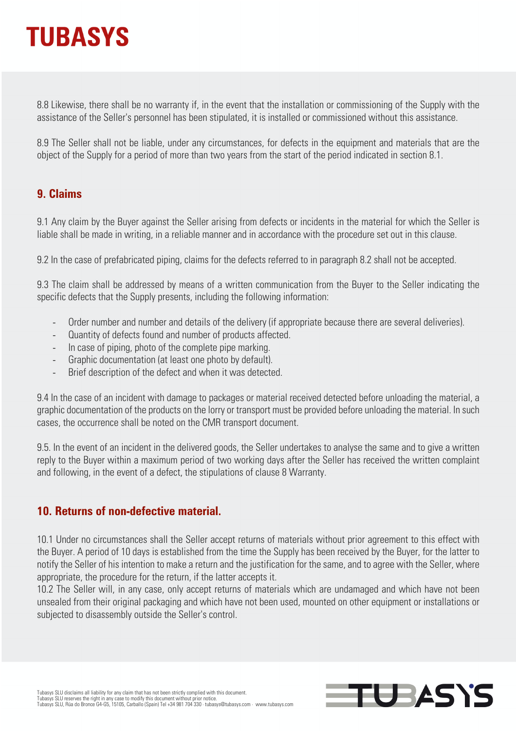8.8 Likewise, there shall be no warranty if, in the event that the installation or commissioning of the Supply with the assistance of the Seller's personnel has been stipulated, it is installed or commissioned without this assistance.

8.9 The Seller shall not be liable, under any circumstances, for defects in the equipment and materials that are the object of the Supply for a period of more than two years from the start of the period indicated in section 8.1.

## 9. Claims

9.1 Any claim by the Buyer against the Seller arising from defects or incidents in the material for which the Seller is liable shall be made in writing, in a reliable manner and in accordance with the procedure set out in this clause.

9.2 In the case of prefabricated piping, claims for the defects referred to in paragraph 8.2 shall not be accepted.

9.3 The claim shall be addressed by means of a written communication from the Buyer to the Seller indicating the specific defects that the Supply presents, including the following information:

- Order number and number and details of the delivery (if appropriate because there are several deliveries).
- Quantity of defects found and number of products affected.
- In case of piping, photo of the complete pipe marking.
- Graphic documentation (at least one photo by default).
- Brief description of the defect and when it was detected.

9.4 In the case of an incident with damage to packages or material received detected before unloading the material, a graphic documentation of the products on the lorry or transport must be provided before unloading the material. In such cases, the occurrence shall be noted on the CMR transport document.

9.5. In the event of an incident in the delivered goods, the Seller undertakes to analyse the same and to give a written reply to the Buyer within a maximum period of two working days after the Seller has received the written complaint and following, in the event of a defect, the stipulations of clause 8 Warranty.

## 10. Returns of non-defective material.

10.1 Under no circumstances shall the Seller accept returns of materials without prior agreement to this effect with the Buyer. A period of 10 days is established from the time the Supply has been received by the Buyer, for the latter to notify the Seller of his intention to make a return and the justification for the same, and to agree with the Seller, where appropriate, the procedure for the return, if the latter accepts it.
10.2 The Seller will, in any case, only accept returns of materials which are undamaged and which have not been unsealed from their original packaging and which have not been used, mounted on other equipment or installations or subjected to disassembly outside the Seller's control.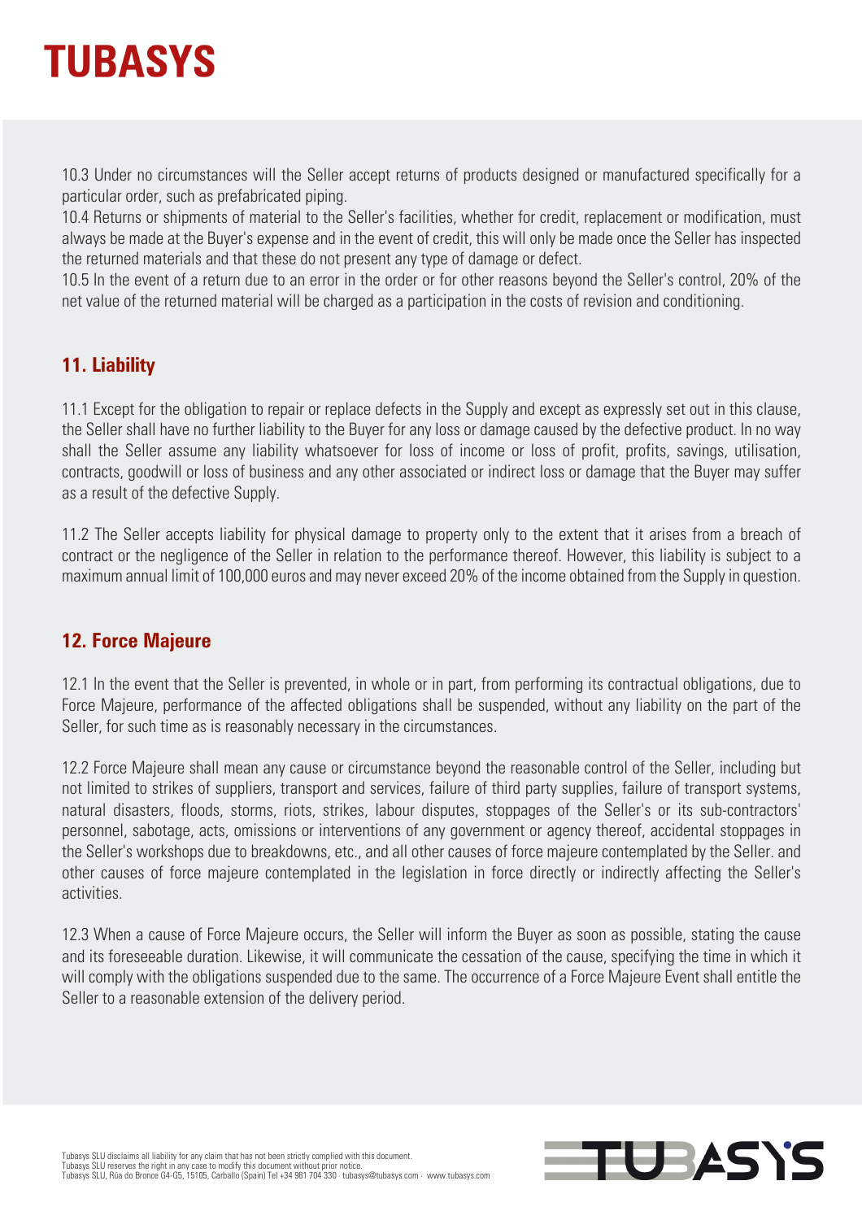10.3 Under no circumstances will the Seller accept returns of products designed or manufactured specifically for a particular order, such as prefabricated piping.
10.4 Returns or shipments of material to the Seller's facilities, whether for credit, replacement or modification, must always be made at the Buyer's expense and in the event of credit, this will only be made once the Seller has inspected the returned materials and that these do not present any type of damage or defect.
10.5 In the event of a return due to an error in the order or for other reasons beyond the Seller's control, 20% of the net value of the returned material will be charged as a participation in the costs of revision and conditioning.

## 11. Liability

11.1 Except for the obligation to repair or replace defects in the Supply and except as expressly set out in this clause, the Seller shall have no further liability to the Buyer for any loss or damage caused by the defective product. In no way shall the Seller assume any liability whatsoever for loss of income or loss of profit, profits, savings, utilisation, contracts, goodwill or loss of business and any other associated or indirect loss or damage that the Buyer may suffer as a result of the defective Supply.

11.2 The Seller accepts liability for physical damage to property only to the extent that it arises from a breach of contract or the negligence of the Seller in relation to the performance thereof. However, this liability is subject to a maximum annual limit of 100,000 euros and may never exceed 20% of the income obtained from the Supply in question.

## 12. Force Majeure

12.1 In the event that the Seller is prevented, in whole or in part, from performing its contractual obligations, due to Force Majeure, performance of the affected obligations shall be suspended, without any liability on the part of the Seller, for such time as is reasonably necessary in the circumstances.

12.2 Force Majeure shall mean any cause or circumstance beyond the reasonable control of the Seller, including but not limited to strikes of suppliers, transport and services, failure of third party supplies, failure of transport systems, natural disasters, floods, storms, riots, strikes, labour disputes, stoppages of the Seller's or its sub-contractors' personnel, sabotage, acts, omissions or interventions of any government or agency thereof, accidental stoppages in the Seller's workshops due to breakdowns, etc., and all other causes of force majeure contemplated by the Seller. and other causes of force majeure contemplated in the legislation in force directly or indirectly affecting the Seller's activities.

12.3 When a cause of Force Majeure occurs, the Seller will inform the Buyer as soon as possible, stating the cause and its foreseeable duration. Likewise, it will communicate the cessation of the cause, specifying the time in which it will comply with the obligations suspended due to the same. The occurrence of a Force Majeure Event shall entitle the Seller to a reasonable extension of the delivery period.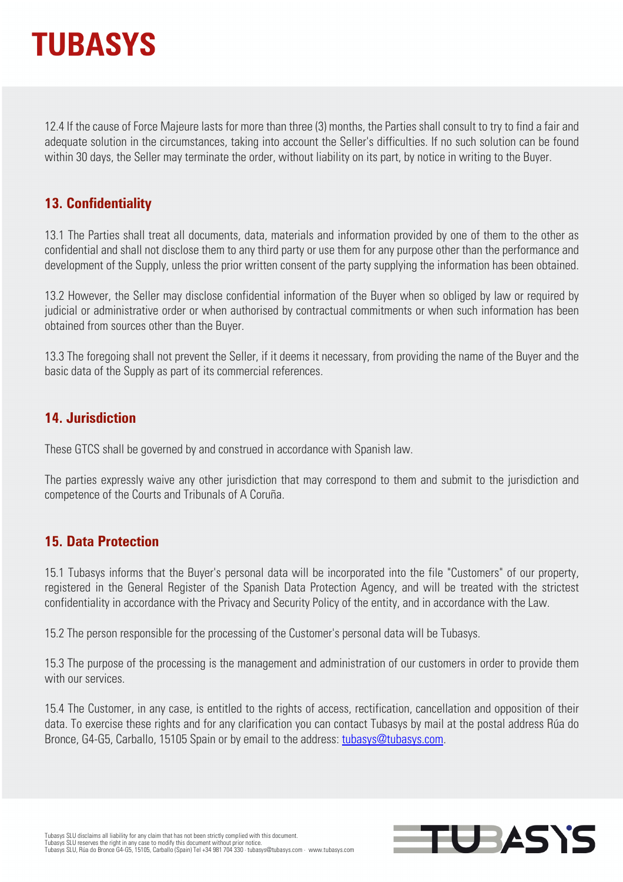12.4 If the cause of Force Majeure lasts for more than three (3) months, the Parties shall consult to try to find a fair and adequate solution in the circumstances, taking into account the Seller's difficulties. If no such solution can be found within 30 days, the Seller may terminate the order, without liability on its part, by notice in writing to the Buyer.

## 13. Confidentiality

13.1 The Parties shall treat all documents, data, materials and information provided by one of them to the other as confidential and shall not disclose them to any third party or use them for any purpose other than the performance and development of the Supply, unless the prior written consent of the party supplying the information has been obtained.

13.2 However, the Seller may disclose confidential information of the Buyer when so obliged by law or required by judicial or administrative order or when authorised by contractual commitments or when such information has been obtained from sources other than the Buyer.

13.3 The foregoing shall not prevent the Seller, if it deems it necessary, from providing the name of the Buyer and the basic data of the Supply as part of its commercial references.

## 14. Jurisdiction

These GTCS shall be governed by and construed in accordance with Spanish law.

The parties expressly waive any other jurisdiction that may correspond to them and submit to the jurisdiction and competence of the Courts and Tribunals of A Coruña.

## 15. Data Protection

15.1 Tubasys informs that the Buyer's personal data will be incorporated into the file "Customers" of our property, registered in the General Register of the Spanish Data Protection Agency, and will be treated with the strictest confidentiality in accordance with the Privacy and Security Policy of the entity, and in accordance with the Law.

15.2 The person responsible for the processing of the Customer's personal data will be Tubasys.

15.3 The purpose of the processing is the management and administration of our customers in order to provide them with our services.

15.4 The Customer, in any case, is entitled to the rights of access, rectification, cancellation and opposition of their data. To exercise these rights and for any clarification you can contact Tubasys by mail at the postal address Rúa do Bronce, G4-G5, Carballo, 15105 Spain or by email to the address: tubasys@tubasys.com.